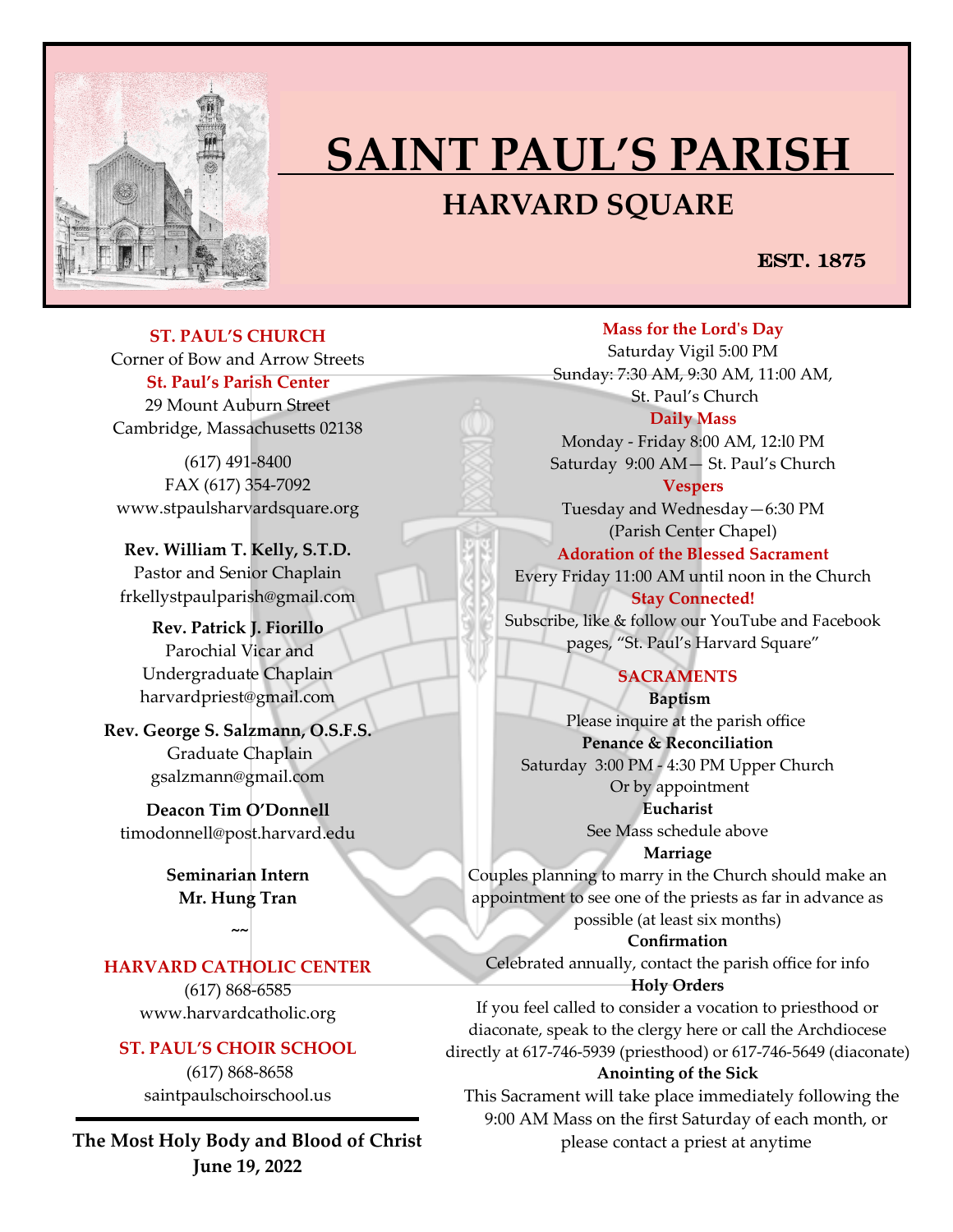# SAINT PAUL'S PARISH

## HARVARD SQUARE

**EST. 1875**

**ST. PAUL'S CHURCH**
Corner of Bow and Arrow Streets

**St. Paul's Parish Center**
29 Mount Auburn Street
Cambridge, Massachusetts 02138

(617) 491-8400
FAX (617) 354-7092
www.stpaulsharvardsquare.org

**Rev. William T. Kelly, S.T.D.**
Pastor and Senior Chaplain
frkellystpaulparish@gmail.com

**Rev. Patrick J. Fiorillo**
Parochial Vicar and
Undergraduate Chaplain
harvardpriest@gmail.com

**Rev. George S. Salzmann, O.S.F.S.**
Graduate Chaplain
gsalzmann@gmail.com

**Deacon Tim O'Donnell**
timodonnell@post.harvard.edu

**Seminarian Intern**
**Mr. Hung Tran**

~~

**HARVARD CATHOLIC CENTER**
(617) 868-6585
www.harvardcatholic.org

**ST. PAUL'S CHOIR SCHOOL**
(617) 868-8658
saintpaulschoirschool.us

---

**The Most Holy Body and Blood of Christ**
**June 19, 2022**

**Mass for the Lord's Day**
Saturday Vigil 5:00 PM
Sunday: 7:30 AM, 9:30 AM, 11:00 AM,
St. Paul's Church

**Daily Mass**
Monday - Friday 8:00 AM, 12:l0 PM
Saturday 9:00 AM— St. Paul's Church

**Vespers**
Tuesday and Wednesday—6:30 PM
(Parish Center Chapel)

**Adoration of the Blessed Sacrament**
Every Friday 11:00 AM until noon in the Church

**Stay Connected!**
Subscribe, like & follow our YouTube and Facebook pages, "St. Paul's Harvard Square"

**SACRAMENTS**

**Baptism**
Please inquire at the parish office

**Penance & Reconciliation**
Saturday 3:00 PM - 4:30 PM Upper Church
Or by appointment

**Eucharist**
See Mass schedule above

**Marriage**
Couples planning to marry in the Church should make an appointment to see one of the priests as far in advance as possible (at least six months)

**Confirmation**
Celebrated annually, contact the parish office for info

**Holy Orders**
If you feel called to consider a vocation to priesthood or diaconate, speak to the clergy here or call the Archdiocese directly at 617-746-5939 (priesthood) or 617-746-5649 (diaconate)

**Anointing of the Sick**
This Sacrament will take place immediately following the 9:00 AM Mass on the first Saturday of each month, or please contact a priest at anytime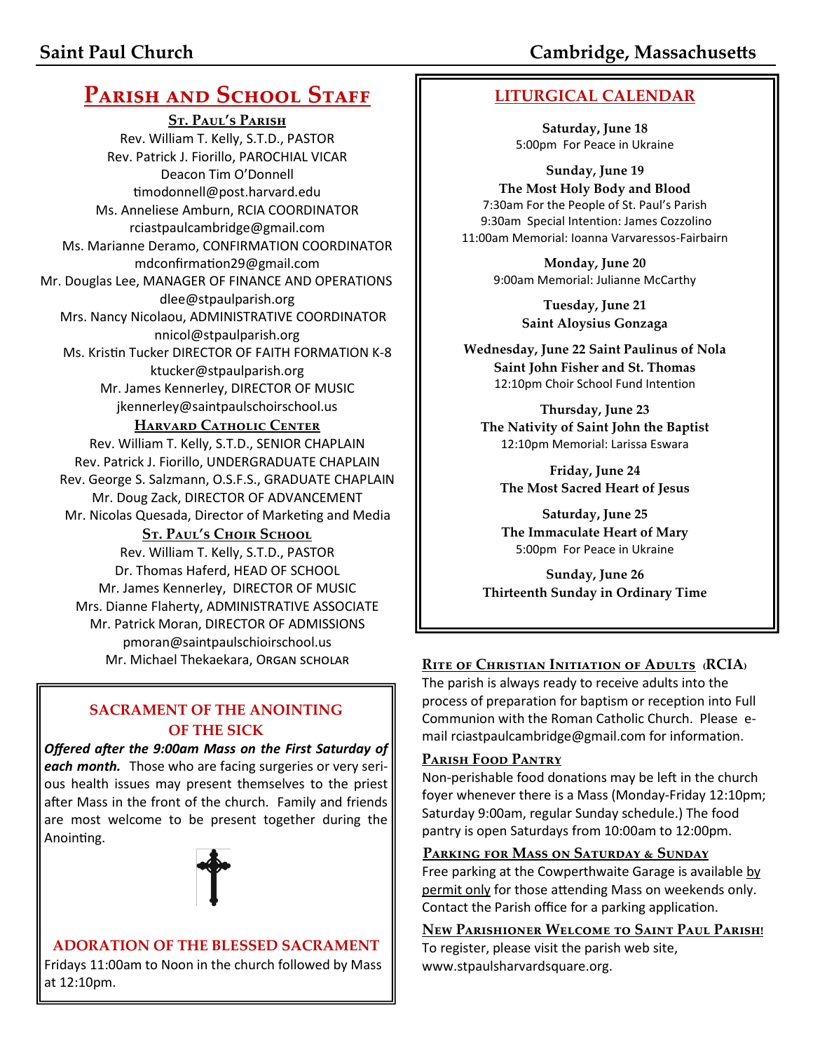## Parish and School Staff

### St. Paul's Parish

Rev. William T. Kelly, S.T.D., PASTOR
Rev. Patrick J. Fiorillo, PAROCHIAL VICAR
Deacon Tim O'Donnell
timodonnell@post.harvard.edu
Ms. Anneliese Amburn, RCIA COORDINATOR
rciastpaulcambridge@gmail.com
Ms. Marianne Deramo, CONFIRMATION COORDINATOR
mdconfirmation29@gmail.com
Mr. Douglas Lee, MANAGER OF FINANCE AND OPERATIONS
dlee@stpaulparish.org
Mrs. Nancy Nicolaou, ADMINISTRATIVE COORDINATOR
nnicol@stpaulparish.org
Ms. Kristin Tucker DIRECTOR OF FAITH FORMATION K-8
ktucker@stpaulparish.org
Mr. James Kennerley, DIRECTOR OF MUSIC
jkennerley@saintpaulschoirschool.us

### Harvard Catholic Center

Rev. William T. Kelly, S.T.D., SENIOR CHAPLAIN
Rev. Patrick J. Fiorillo, UNDERGRADUATE CHAPLAIN
Rev. George S. Salzmann, O.S.F.S., GRADUATE CHAPLAIN
Mr. Doug Zack, DIRECTOR OF ADVANCEMENT
Mr. Nicolas Quesada, Director of Marketing and Media

### St. Paul's Choir School

Rev. William T. Kelly, S.T.D., PASTOR
Dr. Thomas Haferd, HEAD OF SCHOOL
Mr. James Kennerley, DIRECTOR OF MUSIC
Mrs. Dianne Flaherty, ADMINISTRATIVE ASSOCIATE
Mr. Patrick Moran, DIRECTOR OF ADMISSIONS
pmoran@saintpaulschioirschool.us
Mr. Michael Thekaekara, ORGAN SCHOLAR

## SACRAMENT OF THE ANOINTING OF THE SICK

***Offered after the 9:00am Mass on the First Saturday of each month.*** Those who are facing surgeries or very serious health issues may present themselves to the priest after Mass in the front of the church. Family and friends are most welcome to be present together during the Anointing.

## ADORATION OF THE BLESSED SACRAMENT

Fridays 11:00am to Noon in the church followed by Mass at 12:10pm.

## LITURGICAL CALENDAR

**Saturday, June 18**
5:00pm For Peace in Ukraine

**Sunday, June 19**
**The Most Holy Body and Blood**
7:30am For the People of St. Paul's Parish
9:30am Special Intention: James Cozzolino
11:00am Memorial: Ioanna Varvaressos-Fairbairn

**Monday, June 20**
9:00am Memorial: Julianne McCarthy

**Tuesday, June 21**
**Saint Aloysius Gonzaga**

**Wednesday, June 22 Saint Paulinus of Nola**
**Saint John Fisher and St. Thomas**
12:10pm Choir School Fund Intention

**Thursday, June 23**
**The Nativity of Saint John the Baptist**
12:10pm Memorial: Larissa Eswara

**Friday, June 24**
**The Most Sacred Heart of Jesus**

**Saturday, June 25**
**The Immaculate Heart of Mary**
5:00pm For Peace in Ukraine

**Sunday, June 26**
**Thirteenth Sunday in Ordinary Time**

### Rite of Christian Initiation of Adults (RCIA)

The parish is always ready to receive adults into the process of preparation for baptism or reception into Full Communion with the Roman Catholic Church. Please e-mail rciastpaulcambridge@gmail.com for information.

### Parish Food Pantry

Non-perishable food donations may be left in the church foyer whenever there is a Mass (Monday-Friday 12:10pm; Saturday 9:00am, regular Sunday schedule.) The food pantry is open Saturdays from 10:00am to 12:00pm.

### Parking for Mass on Saturday & Sunday

Free parking at the Cowperthwaite Garage is available by permit only for those attending Mass on weekends only. Contact the Parish office for a parking application.

### New Parishioner Welcome to Saint Paul Parish!

To register, please visit the parish web site, www.stpaulsharvardsquare.org.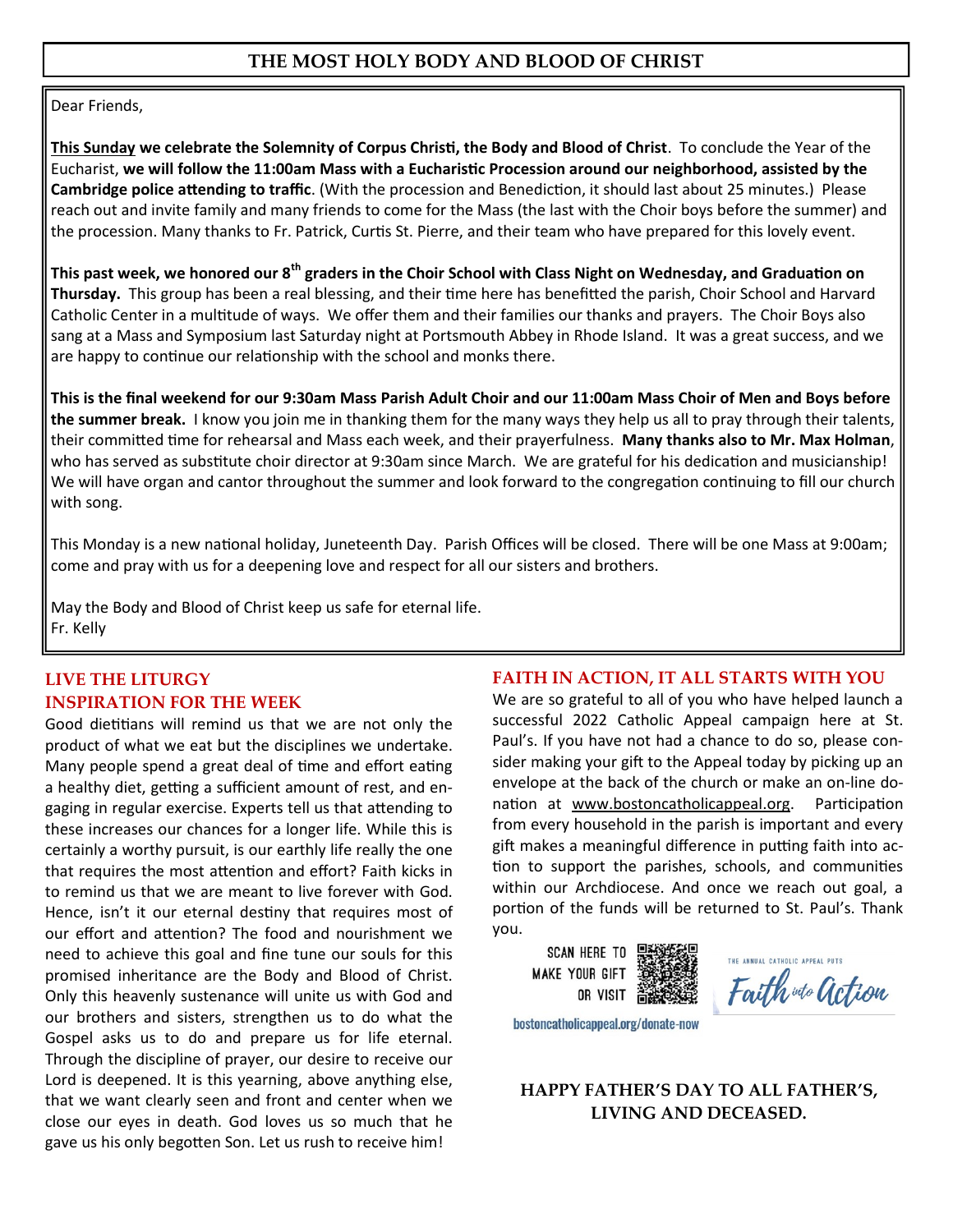# THE MOST HOLY BODY AND BLOOD OF CHRIST

Dear Friends,

**<u>This Sunday</u> we celebrate the Solemnity of Corpus Christi, the Body and Blood of Christ**. To conclude the Year of the Eucharist, **we will follow the 11:00am Mass with a Eucharistic Procession around our neighborhood, assisted by the Cambridge police attending to traffic**. (With the procession and Benediction, it should last about 25 minutes.) Please reach out and invite family and many friends to come for the Mass (the last with the Choir boys before the summer) and the procession. Many thanks to Fr. Patrick, Curtis St. Pierre, and their team who have prepared for this lovely event.

**This past week, we honored our 8th graders in the Choir School with Class Night on Wednesday, and Graduation on Thursday.** This group has been a real blessing, and their time here has benefitted the parish, Choir School and Harvard Catholic Center in a multitude of ways. We offer them and their families our thanks and prayers. The Choir Boys also sang at a Mass and Symposium last Saturday night at Portsmouth Abbey in Rhode Island. It was a great success, and we are happy to continue our relationship with the school and monks there.

**This is the final weekend for our 9:30am Mass Parish Adult Choir and our 11:00am Mass Choir of Men and Boys before the summer break.** I know you join me in thanking them for the many ways they help us all to pray through their talents, their committed time for rehearsal and Mass each week, and their prayerfulness. **Many thanks also to Mr. Max Holman**, who has served as substitute choir director at 9:30am since March. We are grateful for his dedication and musicianship! We will have organ and cantor throughout the summer and look forward to the congregation continuing to fill our church with song.

This Monday is a new national holiday, Juneteenth Day. Parish Offices will be closed. There will be one Mass at 9:00am; come and pray with us for a deepening love and respect for all our sisters and brothers.

May the Body and Blood of Christ keep us safe for eternal life.
Fr. Kelly

## LIVE THE LITURGY
## INSPIRATION FOR THE WEEK

Good dietitians will remind us that we are not only the product of what we eat but the disciplines we undertake. Many people spend a great deal of time and effort eating a healthy diet, getting a sufficient amount of rest, and engaging in regular exercise. Experts tell us that attending to these increases our chances for a longer life. While this is certainly a worthy pursuit, is our earthly life really the one that requires the most attention and effort? Faith kicks in to remind us that we are meant to live forever with God. Hence, isn't it our eternal destiny that requires most of our effort and attention? The food and nourishment we need to achieve this goal and fine tune our souls for this promised inheritance are the Body and Blood of Christ. Only this heavenly sustenance will unite us with God and our brothers and sisters, strengthen us to do what the Gospel asks us to do and prepare us for life eternal. Through the discipline of prayer, our desire to receive our Lord is deepened. It is this yearning, above anything else, that we want clearly seen and front and center when we close our eyes in death. God loves us so much that he gave us his only begotten Son. Let us rush to receive him!

## FAITH IN ACTION, IT ALL STARTS WITH YOU

We are so grateful to all of you who have helped launch a successful 2022 Catholic Appeal campaign here at St. Paul's. If you have not had a chance to do so, please consider making your gift to the Appeal today by picking up an envelope at the back of the church or make an on-line donation at www.bostoncatholicappeal.org. Participation from every household in the parish is important and every gift makes a meaningful difference in putting faith into action to support the parishes, schools, and communities within our Archdiocese. And once we reach out goal, a portion of the funds will be returned to St. Paul's. Thank you.

SCAN HERE TO MAKE YOUR GIFT OR VISIT
bostoncatholicappeal.org/donate-now

THE ANNUAL CATHOLIC APPEAL PUTS Faith into Action

**HAPPY FATHER'S DAY TO ALL FATHER'S, LIVING AND DECEASED.**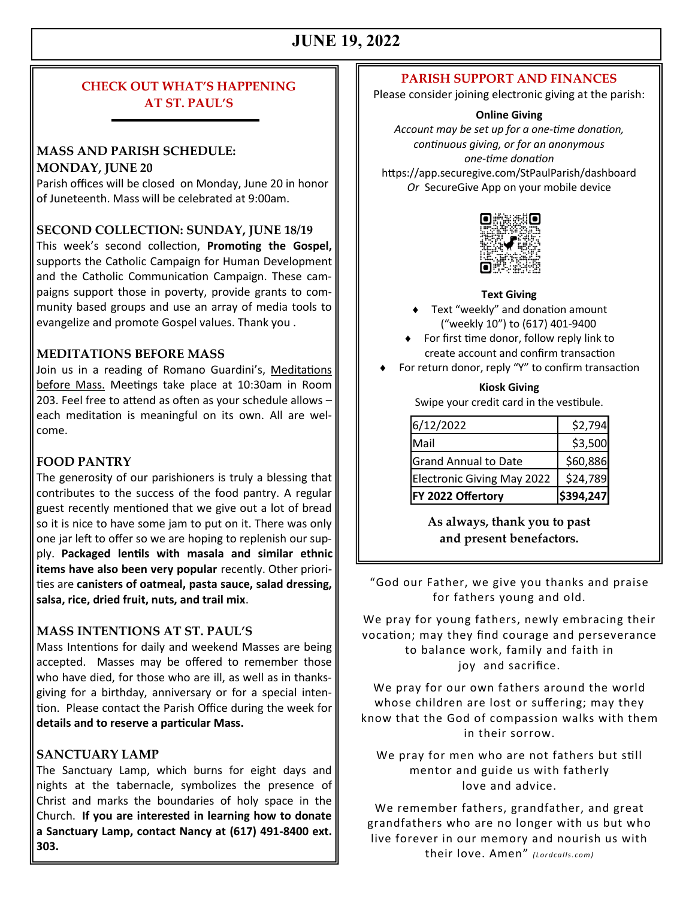# JUNE 19, 2022

## CHECK OUT WHAT'S HAPPENING AT ST. PAUL'S

### MASS AND PARISH SCHEDULE: MONDAY, JUNE 20

Parish offices will be closed on Monday, June 20 in honor of Juneteenth. Mass will be celebrated at 9:00am.

### SECOND COLLECTION: SUNDAY, JUNE 18/19

This week's second collection, **Promoting the Gospel,** supports the Catholic Campaign for Human Development and the Catholic Communication Campaign. These campaigns support those in poverty, provide grants to community based groups and use an array of media tools to evangelize and promote Gospel values. Thank you .

### MEDITATIONS BEFORE MASS

Join us in a reading of Romano Guardini's, Meditations before Mass. Meetings take place at 10:30am in Room 203. Feel free to attend as often as your schedule allows – each meditation is meaningful on its own. All are welcome.

### FOOD PANTRY

The generosity of our parishioners is truly a blessing that contributes to the success of the food pantry. A regular guest recently mentioned that we give out a lot of bread so it is nice to have some jam to put on it. There was only one jar left to offer so we are hoping to replenish our supply. **Packaged lentils with masala and similar ethnic items have also been very popular** recently. Other priorities are **canisters of oatmeal, pasta sauce, salad dressing, salsa, rice, dried fruit, nuts, and trail mix**.

### MASS INTENTIONS AT ST. PAUL'S

Mass Intentions for daily and weekend Masses are being accepted. Masses may be offered to remember those who have died, for those who are ill, as well as in thanksgiving for a birthday, anniversary or for a special intention. Please contact the Parish Office during the week for **details and to reserve a particular Mass.**

### SANCTUARY LAMP

The Sanctuary Lamp, which burns for eight days and nights at the tabernacle, symbolizes the presence of Christ and marks the boundaries of holy space in the Church. **If you are interested in learning how to donate a Sanctuary Lamp, contact Nancy at (617) 491-8400 ext. 303.**

## PARISH SUPPORT AND FINANCES

Please consider joining electronic giving at the parish:

**Online Giving**

*Account may be set up for a one-time donation, continuous giving, or for an anonymous one-time donation*

https://app.securegive.com/StPaulParish/dashboard

*Or* SecureGive App on your mobile device

**Text Giving**

- Text "weekly" and donation amount ("weekly 10") to (617) 401-9400
- For first time donor, follow reply link to create account and confirm transaction
- For return donor, reply "Y" to confirm transaction

**Kiosk Giving**

Swipe your credit card in the vestibule.

| | |
|---|---|
| 6/12/2022 | $2,794 |
| Mail | $3,500 |
| Grand Annual to Date | $60,886 |
| Electronic Giving May 2022 | $24,789 |
| **FY 2022 Offertory** | **$394,247** |

**As always, thank you to past and present benefactors.**

"God our Father, we give you thanks and praise for fathers young and old.

We pray for young fathers, newly embracing their vocation; may they find courage and perseverance to balance work, family and faith in joy and sacrifice.

We pray for our own fathers around the world whose children are lost or suffering; may they know that the God of compassion walks with them in their sorrow.

We pray for men who are not fathers but still mentor and guide us with fatherly love and advice.

We remember fathers, grandfather, and great grandfathers who are no longer with us but who live forever in our memory and nourish us with their love. Amen" *(Lordcalls.com)*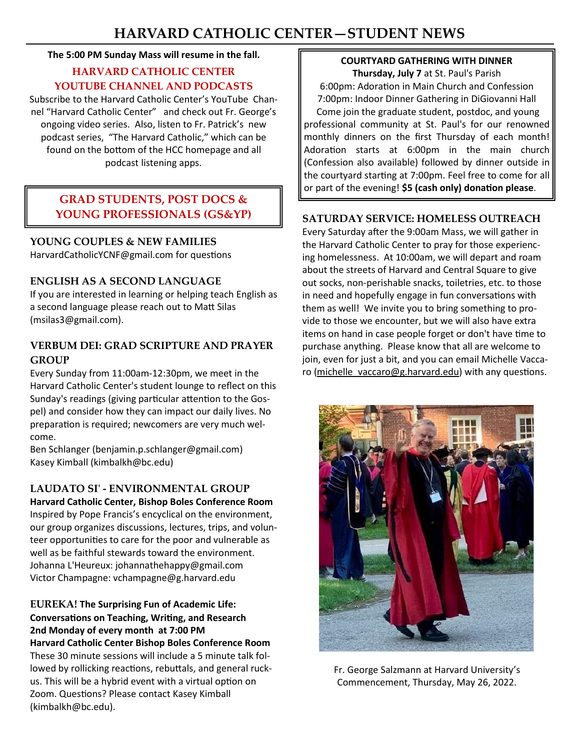# HARVARD CATHOLIC CENTER—STUDENT NEWS

**The 5:00 PM Sunday Mass will resume in the fall.**

## HARVARD CATHOLIC CENTER YOUTUBE CHANNEL AND PODCASTS

Subscribe to the Harvard Catholic Center's YouTube Channel "Harvard Catholic Center" and check out Fr. George's ongoing video series. Also, listen to Fr. Patrick's new podcast series, "The Harvard Catholic," which can be found on the bottom of the HCC homepage and all podcast listening apps.

## GRAD STUDENTS, POST DOCS & YOUNG PROFESSIONALS (GS&YP)

### YOUNG COUPLES & NEW FAMILIES

HarvardCatholicYCNF@gmail.com for questions

### ENGLISH AS A SECOND LANGUAGE

If you are interested in learning or helping teach English as a second language please reach out to Matt Silas (msilas3@gmail.com).

### VERBUM DEI: GRAD SCRIPTURE AND PRAYER GROUP

Every Sunday from 11:00am-12:30pm, we meet in the Harvard Catholic Center's student lounge to reflect on this Sunday's readings (giving particular attention to the Gospel) and consider how they can impact our daily lives. No preparation is required; newcomers are very much welcome.

Ben Schlanger (benjamin.p.schlanger@gmail.com)
Kasey Kimball (kimbalkh@bc.edu)

### LAUDATO SI' - ENVIRONMENTAL GROUP

**Harvard Catholic Center, Bishop Boles Conference Room**

Inspired by Pope Francis's encyclical on the environment, our group organizes discussions, lectures, trips, and volunteer opportunities to care for the poor and vulnerable as well as be faithful stewards toward the environment.

Johanna L'Heureux: johannathehappy@gmail.com
Victor Champagne: vchampagne@g.harvard.edu

### EUREKA! The Surprising Fun of Academic Life: Conversations on Teaching, Writing, and Research

**2nd Monday of every month at 7:00 PM**
**Harvard Catholic Center Bishop Boles Conference Room**

These 30 minute sessions will include a 5 minute talk followed by rollicking reactions, rebuttals, and general ruckus. This will be a hybrid event with a virtual option on Zoom. Questions? Please contact Kasey Kimball (kimbalkh@bc.edu).

### COURTYARD GATHERING WITH DINNER

**Thursday, July 7** at St. Paul's Parish
6:00pm: Adoration in Main Church and Confession
7:00pm: Indoor Dinner Gathering in DiGiovanni Hall

Come join the graduate student, postdoc, and young professional community at St. Paul's for our renowned monthly dinners on the first Thursday of each month! Adoration starts at 6:00pm in the main church (Confession also available) followed by dinner outside in the courtyard starting at 7:00pm. Feel free to come for all or part of the evening! **$5 (cash only) donation please**.

### SATURDAY SERVICE: HOMELESS OUTREACH

Every Saturday after the 9:00am Mass, we will gather in the Harvard Catholic Center to pray for those experiencing homelessness. At 10:00am, we will depart and roam about the streets of Harvard and Central Square to give out socks, non-perishable snacks, toiletries, etc. to those in need and hopefully engage in fun conversations with them as well! We invite you to bring something to provide to those we encounter, but we will also have extra items on hand in case people forget or don't have time to purchase anything. Please know that all are welcome to join, even for just a bit, and you can email Michelle Vaccaro (michelle_vaccaro@g.harvard.edu) with any questions.

Fr. George Salzmann at Harvard University's Commencement, Thursday, May 26, 2022.